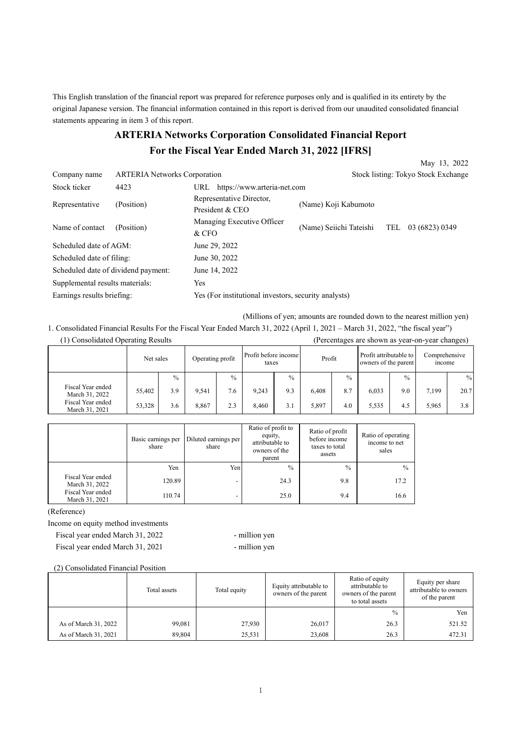This English translation of the financial report was prepared for reference purposes only and is qualified in its entirety by the original Japanese version. The financial information contained in this report is derived from our unaudited consolidated financial statements appearing in item 3 of this report.

# ARTERIA Networks Corporation Consolidated Financial Report For the Fiscal Year Ended March 31, 2022 [IFRS]

May 13, 2022

| | | | |
|---|---|---|---|
| Company name | ARTERIA Networks Corporation | | Stock listing: Tokyo Stock Exchange |
| Stock ticker | 4423 | URL https://www.arteria-net.com | |
| Representative | (Position) | Representative Director, President & CEO | (Name) Koji Kabumoto |
| Name of contact | (Position) | Managing Executive Officer & CFO | (Name) Seiichi Tateishi TEL 03 (6823) 0349 |

Scheduled date of AGM: June 29, 2022
Scheduled date of filing: June 30, 2022
Scheduled date of dividend payment: June 14, 2022
Supplemental results materials: Yes
Earnings results briefing: Yes (For institutional investors, security analysts)

(Millions of yen; amounts are rounded down to the nearest million yen)

1. Consolidated Financial Results For the Fiscal Year Ended March 31, 2022 (April 1, 2021 – March 31, 2022, "the fiscal year")

(1) Consolidated Operating Results (Percentages are shown as year-on-year changes)

| | Net sales | | Operating profit | | Profit before income taxes | | Profit | | Profit attributable to owners of the parent | | Comprehensive income | |
|---|---|---|---|---|---|---|---|---|---|---|---|---|
| | | % | | % | | % | | % | | % | | % |
| Fiscal Year ended March 31, 2022 | 55,402 | 3.9 | 9,541 | 7.6 | 9,243 | 9.3 | 6,408 | 8.7 | 6,033 | 9.0 | 7,199 | 20.7 |
| Fiscal Year ended March 31, 2021 | 53,328 | 3.6 | 8,867 | 2.3 | 8,460 | 3.1 | 5,897 | 4.0 | 5,535 | 4.5 | 5,965 | 3.8 |

| | Basic earnings per share | Diluted earnings per share | Ratio of profit to equity, attributable to owners of the parent | Ratio of profit before income taxes to total assets | Ratio of operating income to net sales |
|---|---|---|---|---|---|
| | Yen | Yen | % | % | % |
| Fiscal Year ended March 31, 2022 | 120.89 | - | 24.3 | 9.8 | 17.2 |
| Fiscal Year ended March 31, 2021 | 110.74 | - | 25.0 | 9.4 | 16.6 |

(Reference)

Income on equity method investments

Fiscal year ended March 31, 2022 - million yen

Fiscal year ended March 31, 2021 - million yen

(2) Consolidated Financial Position

| | Total assets | Total equity | Equity attributable to owners of the parent | Ratio of equity attributable to owners of the parent to total assets | Equity per share attributable to owners of the parent |
|---|---|---|---|---|---|
| | | | | % | Yen |
| As of March 31, 2022 | 99,081 | 27,930 | 26,017 | 26.3 | 521.52 |
| As of March 31, 2021 | 89,804 | 25,531 | 23,608 | 26.3 | 472.31 |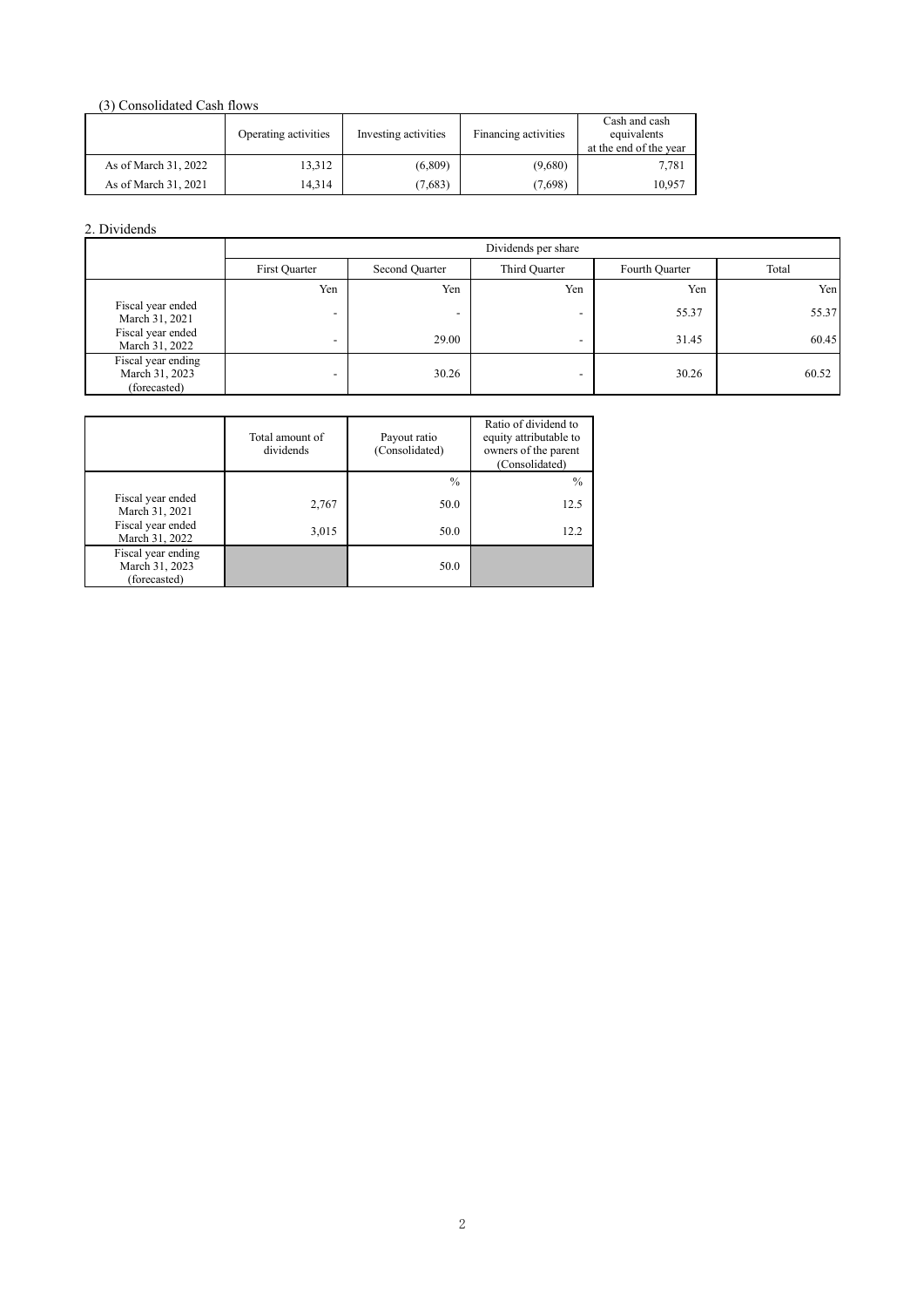### (3) Consolidated Cash flows

| | Operating activities | Investing activities | Financing activities | Cash and cash equivalents at the end of the year |
|---|---|---|---|---|
| As of March 31, 2022 | 13,312 | (6,809) | (9,680) | 7,781 |
| As of March 31, 2021 | 14,314 | (7,683) | (7,698) | 10,957 |

## 2. Dividends

| | Dividends per share | | | | |
|---|---|---|---|---|---|
| | First Quarter | Second Quarter | Third Quarter | Fourth Quarter | Total |
| | Yen | Yen | Yen | Yen | Yen |
| Fiscal year ended March 31, 2021 | - | - | - | 55.37 | 55.37 |
| Fiscal year ended March 31, 2022 | - | 29.00 | - | 31.45 | 60.45 |
| Fiscal year ending March 31, 2023 (forecasted) | - | 30.26 | - | 30.26 | 60.52 |

| | Total amount of dividends | Payout ratio (Consolidated) | Ratio of dividend to equity attributable to owners of the parent (Consolidated) |
|---|---|---|---|
| | | % | % |
| Fiscal year ended March 31, 2021 | 2,767 | 50.0 | 12.5 |
| Fiscal year ended March 31, 2022 | 3,015 | 50.0 | 12.2 |
| Fiscal year ending March 31, 2023 (forecasted) | | 50.0 | |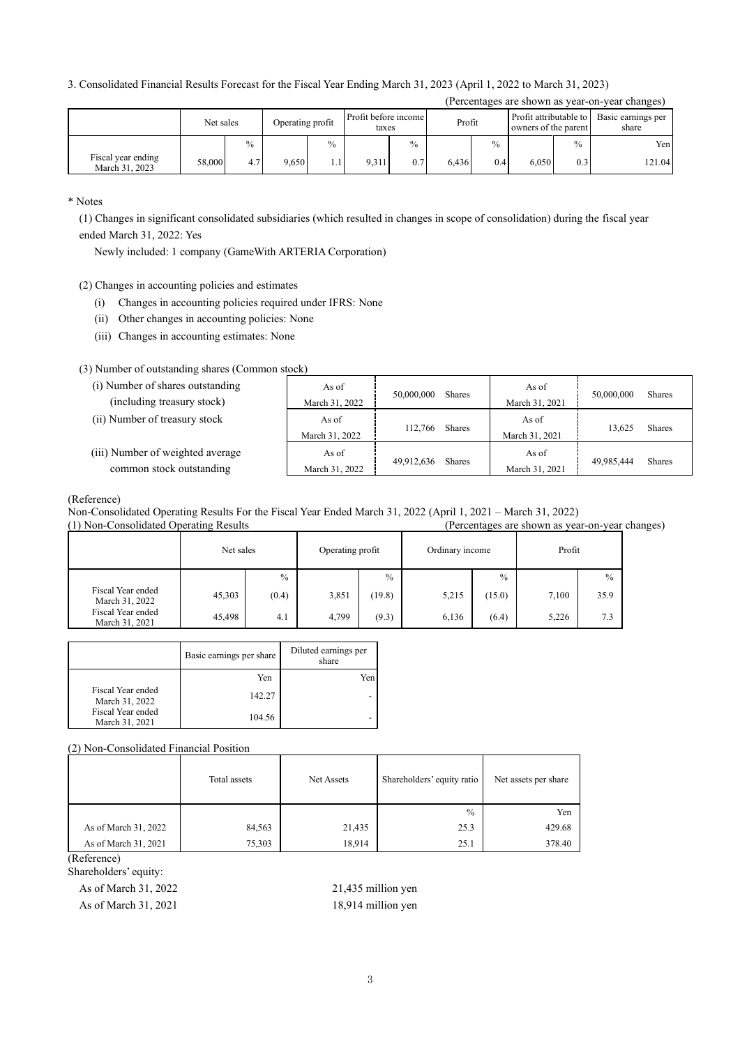3. Consolidated Financial Results Forecast for the Fiscal Year Ending March 31, 2023 (April 1, 2022 to March 31, 2023)

(Percentages are shown as year-on-year changes)

| | Net sales | | Operating profit | | Profit before income taxes | | Profit | | Profit attributable to owners of the parent | | Basic earnings per share |
|---|---|---|---|---|---|---|---|---|---|---|---|
| | | % | | % | | % | | % | | % | Yen |
| Fiscal year ending March 31, 2023 | 58,000 | 4.7 | 9,650 | 1.1 | 9,311 | 0.7 | 6,436 | 0.4 | 6,050 | 0.3 | 121.04 |

\* Notes

(1) Changes in significant consolidated subsidiaries (which resulted in changes in scope of consolidation) during the fiscal year ended March 31, 2022: Yes

Newly included: 1 company (GameWith ARTERIA Corporation)

(2) Changes in accounting policies and estimates

(i) Changes in accounting policies required under IFRS: None

(ii) Other changes in accounting policies: None

(iii) Changes in accounting estimates: None

(3) Number of outstanding shares (Common stock)

| | | | | |
|---|---|---|---|---|
| (i) Number of shares outstanding (including treasury stock) | As of March 31, 2022 | 50,000,000 Shares | As of March 31, 2021 | 50,000,000 Shares |
| (ii) Number of treasury stock | As of March 31, 2022 | 112,766 Shares | As of March 31, 2021 | 13,625 Shares |
| (iii) Number of weighted average common stock outstanding | As of March 31, 2022 | 49,912,636 Shares | As of March 31, 2021 | 49,985,444 Shares |

(Reference)

Non-Consolidated Operating Results For the Fiscal Year Ended March 31, 2022 (April 1, 2021 – March 31, 2022)

(1) Non-Consolidated Operating Results (Percentages are shown as year-on-year changes)

| | Net sales | | Operating profit | | Ordinary income | | Profit | |
|---|---|---|---|---|---|---|---|---|
| | | % | | % | | % | | % |
| Fiscal Year ended March 31, 2022 | 45,303 | (0.4) | 3,851 | (19.8) | 5,215 | (15.0) | 7,100 | 35.9 |
| Fiscal Year ended March 31, 2021 | 45,498 | 4.1 | 4,799 | (9.3) | 6,136 | (6.4) | 5,226 | 7.3 |

| | Basic earnings per share | Diluted earnings per share |
|---|---|---|
| | Yen | Yen |
| Fiscal Year ended March 31, 2022 | 142.27 | - |
| Fiscal Year ended March 31, 2021 | 104.56 | - |

(2) Non-Consolidated Financial Position

| | Total assets | Net Assets | Shareholders' equity ratio | Net assets per share |
|---|---|---|---|---|
| | | | % | Yen |
| As of March 31, 2022 | 84,563 | 21,435 | 25.3 | 429.68 |
| As of March 31, 2021 | 75,303 | 18,914 | 25.1 | 378.40 |

(Reference)

Shareholders' equity:

As of March 31, 2022 21,435 million yen

As of March 31, 2021 18,914 million yen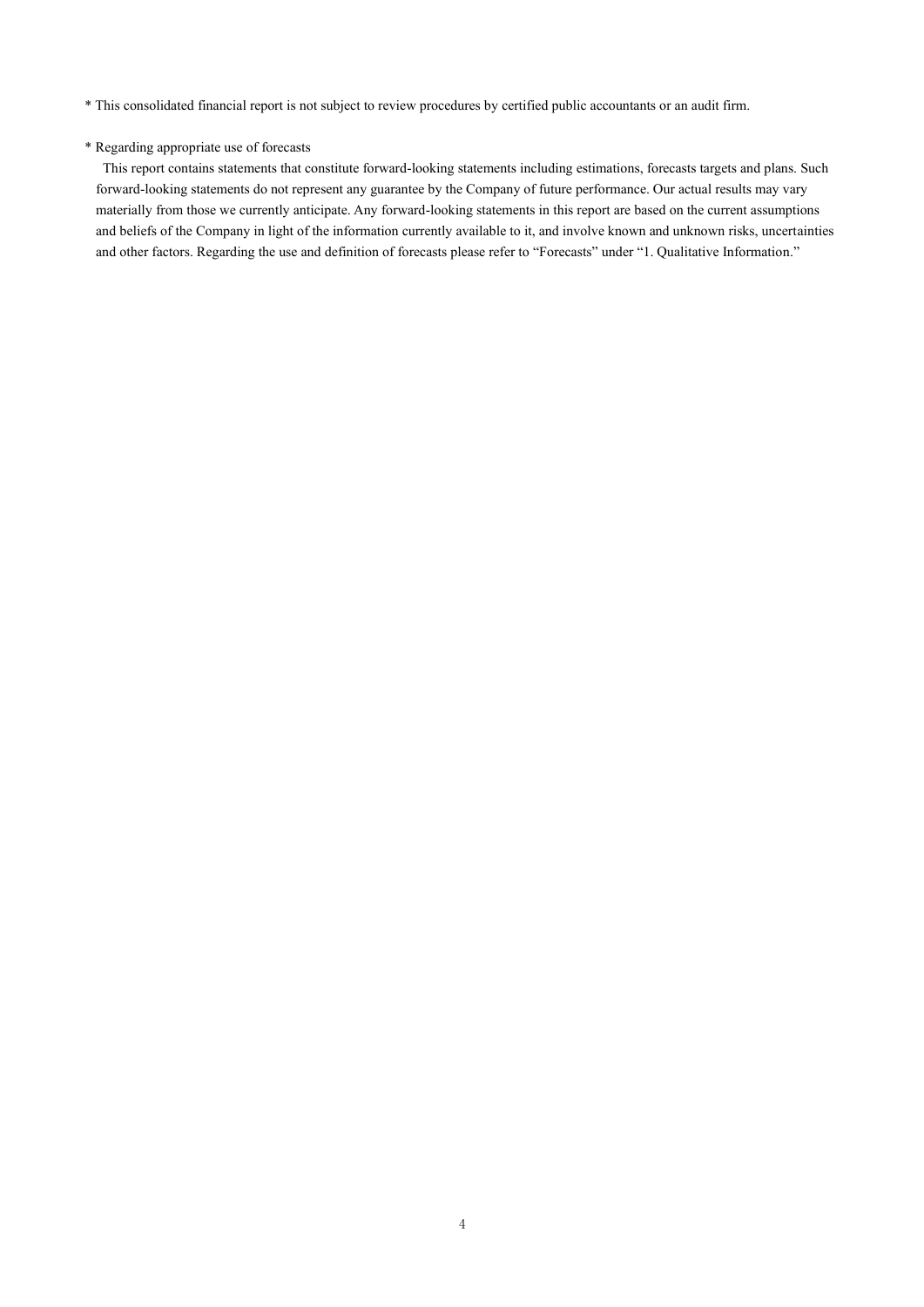* This consolidated financial report is not subject to review procedures by certified public accountants or an audit firm.

* Regarding appropriate use of forecasts

This report contains statements that constitute forward-looking statements including estimations, forecasts targets and plans. Such forward-looking statements do not represent any guarantee by the Company of future performance. Our actual results may vary materially from those we currently anticipate. Any forward-looking statements in this report are based on the current assumptions and beliefs of the Company in light of the information currently available to it, and involve known and unknown risks, uncertainties and other factors. Regarding the use and definition of forecasts please refer to "Forecasts" under "1. Qualitative Information."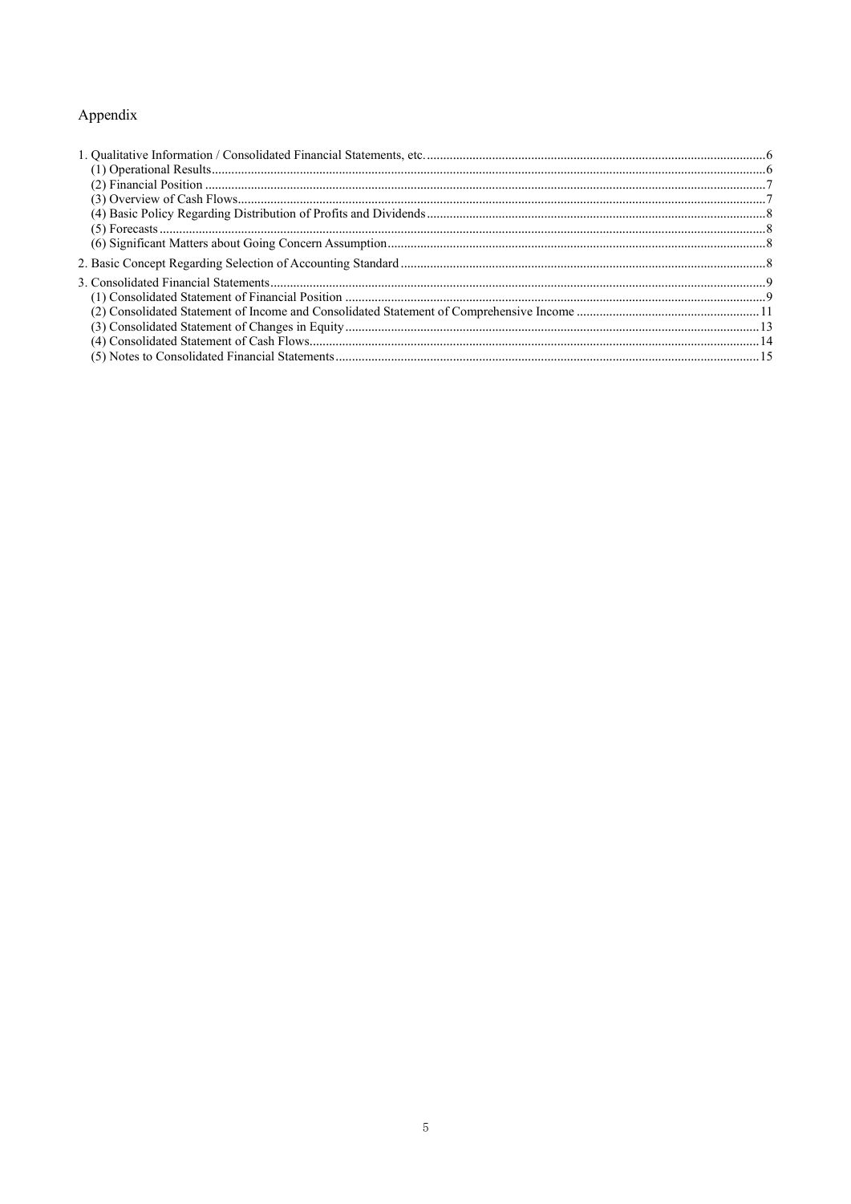# Appendix

1. Qualitative Information / Consolidated Financial Statements, etc. ........ 6
   - (1) Operational Results ........ 6
   - (2) Financial Position ........ 7
   - (3) Overview of Cash Flows ........ 7
   - (4) Basic Policy Regarding Distribution of Profits and Dividends ........ 8
   - (5) Forecasts ........ 8
   - (6) Significant Matters about Going Concern Assumption ........ 8
2. Basic Concept Regarding Selection of Accounting Standard ........ 8
3. Consolidated Financial Statements ........ 9
   - (1) Consolidated Statement of Financial Position ........ 9
   - (2) Consolidated Statement of Income and Consolidated Statement of Comprehensive Income ........ 11
   - (3) Consolidated Statement of Changes in Equity ........ 13
   - (4) Consolidated Statement of Cash Flows ........ 14
   - (5) Notes to Consolidated Financial Statements ........ 15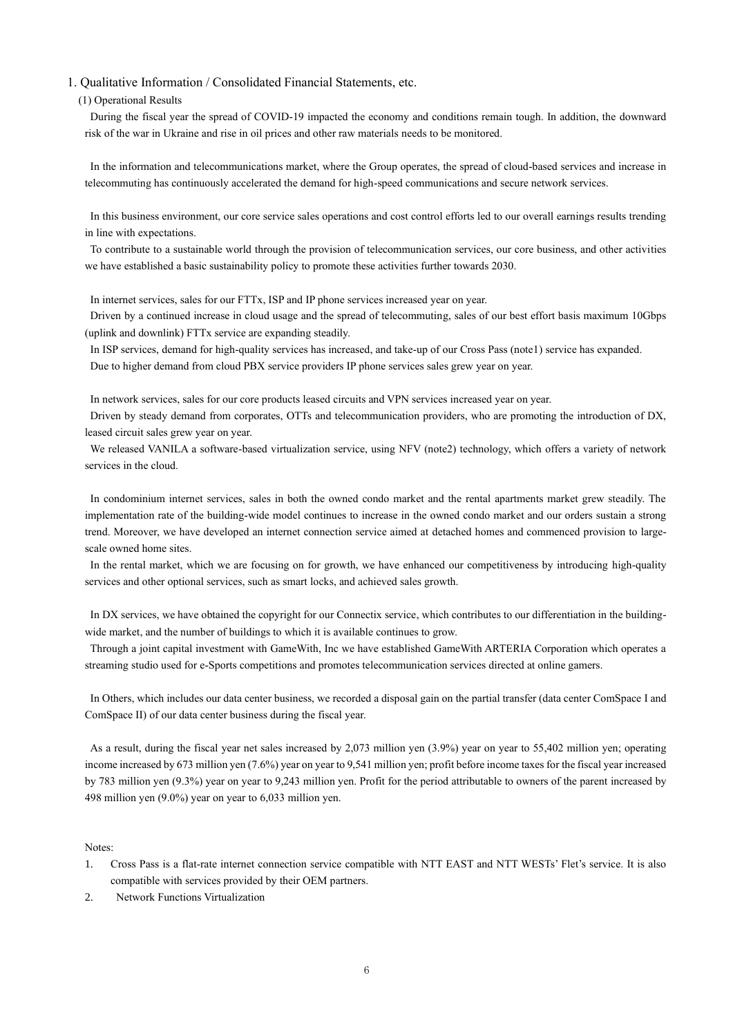# 1. Qualitative Information / Consolidated Financial Statements, etc.

## (1) Operational Results

During the fiscal year the spread of COVID-19 impacted the economy and conditions remain tough. In addition, the downward risk of the war in Ukraine and rise in oil prices and other raw materials needs to be monitored.

In the information and telecommunications market, where the Group operates, the spread of cloud-based services and increase in telecommuting has continuously accelerated the demand for high-speed communications and secure network services.

In this business environment, our core service sales operations and cost control efforts led to our overall earnings results trending in line with expectations.

To contribute to a sustainable world through the provision of telecommunication services, our core business, and other activities we have established a basic sustainability policy to promote these activities further towards 2030.

In internet services, sales for our FTTx, ISP and IP phone services increased year on year.

Driven by a continued increase in cloud usage and the spread of telecommuting, sales of our best effort basis maximum 10Gbps (uplink and downlink) FTTx service are expanding steadily.

In ISP services, demand for high-quality services has increased, and take-up of our Cross Pass (note1) service has expanded.

Due to higher demand from cloud PBX service providers IP phone services sales grew year on year.

In network services, sales for our core products leased circuits and VPN services increased year on year.

Driven by steady demand from corporates, OTTs and telecommunication providers, who are promoting the introduction of DX, leased circuit sales grew year on year.

We released VANILA a software-based virtualization service, using NFV (note2) technology, which offers a variety of network services in the cloud.

In condominium internet services, sales in both the owned condo market and the rental apartments market grew steadily. The implementation rate of the building-wide model continues to increase in the owned condo market and our orders sustain a strong trend. Moreover, we have developed an internet connection service aimed at detached homes and commenced provision to large-scale owned home sites.

In the rental market, which we are focusing on for growth, we have enhanced our competitiveness by introducing high-quality services and other optional services, such as smart locks, and achieved sales growth.

In DX services, we have obtained the copyright for our Connectix service, which contributes to our differentiation in the building-wide market, and the number of buildings to which it is available continues to grow.

Through a joint capital investment with GameWith, Inc we have established GameWith ARTERIA Corporation which operates a streaming studio used for e-Sports competitions and promotes telecommunication services directed at online gamers.

In Others, which includes our data center business, we recorded a disposal gain on the partial transfer (data center ComSpace I and ComSpace II) of our data center business during the fiscal year.

As a result, during the fiscal year net sales increased by 2,073 million yen (3.9%) year on year to 55,402 million yen; operating income increased by 673 million yen (7.6%) year on year to 9,541 million yen; profit before income taxes for the fiscal year increased by 783 million yen (9.3%) year on year to 9,243 million yen. Profit for the period attributable to owners of the parent increased by 498 million yen (9.0%) year on year to 6,033 million yen.

Notes:

1. Cross Pass is a flat-rate internet connection service compatible with NTT EAST and NTT WESTs' Flet's service. It is also compatible with services provided by their OEM partners.
2. Network Functions Virtualization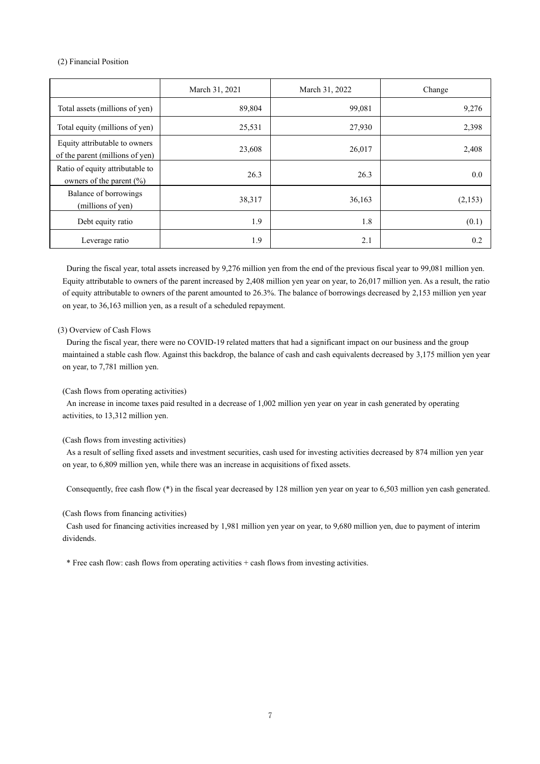### (2) Financial Position

| | March 31, 2021 | March 31, 2022 | Change |
|---|---|---|---|
| Total assets (millions of yen) | 89,804 | 99,081 | 9,276 |
| Total equity (millions of yen) | 25,531 | 27,930 | 2,398 |
| Equity attributable to owners of the parent (millions of yen) | 23,608 | 26,017 | 2,408 |
| Ratio of equity attributable to owners of the parent (%) | 26.3 | 26.3 | 0.0 |
| Balance of borrowings (millions of yen) | 38,317 | 36,163 | (2,153) |
| Debt equity ratio | 1.9 | 1.8 | (0.1) |
| Leverage ratio | 1.9 | 2.1 | 0.2 |

During the fiscal year, total assets increased by 9,276 million yen from the end of the previous fiscal year to 99,081 million yen. Equity attributable to owners of the parent increased by 2,408 million yen year on year, to 26,017 million yen. As a result, the ratio of equity attributable to owners of the parent amounted to 26.3%. The balance of borrowings decreased by 2,153 million yen year on year, to 36,163 million yen, as a result of a scheduled repayment.

### (3) Overview of Cash Flows

During the fiscal year, there were no COVID-19 related matters that had a significant impact on our business and the group maintained a stable cash flow. Against this backdrop, the balance of cash and cash equivalents decreased by 3,175 million yen year on year, to 7,781 million yen.

(Cash flows from operating activities)

An increase in income taxes paid resulted in a decrease of 1,002 million yen year on year in cash generated by operating activities, to 13,312 million yen.

(Cash flows from investing activities)

As a result of selling fixed assets and investment securities, cash used for investing activities decreased by 874 million yen year on year, to 6,809 million yen, while there was an increase in acquisitions of fixed assets.

Consequently, free cash flow (*) in the fiscal year decreased by 128 million yen year on year to 6,503 million yen cash generated.

(Cash flows from financing activities)

Cash used for financing activities increased by 1,981 million yen year on year, to 9,680 million yen, due to payment of interim dividends.

\* Free cash flow: cash flows from operating activities + cash flows from investing activities.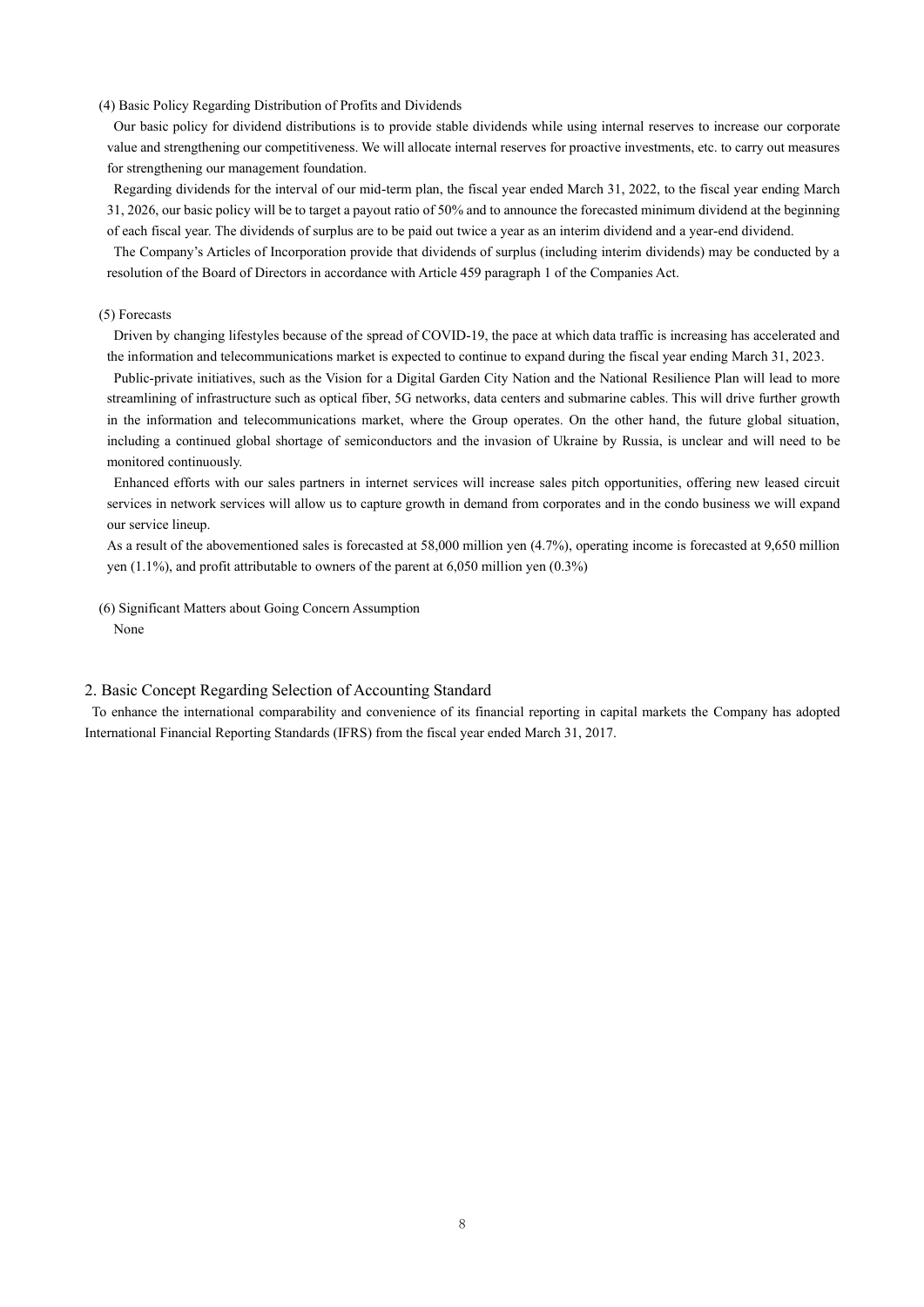(4) Basic Policy Regarding Distribution of Profits and Dividends

Our basic policy for dividend distributions is to provide stable dividends while using internal reserves to increase our corporate value and strengthening our competitiveness. We will allocate internal reserves for proactive investments, etc. to carry out measures for strengthening our management foundation.

Regarding dividends for the interval of our mid-term plan, the fiscal year ended March 31, 2022, to the fiscal year ending March 31, 2026, our basic policy will be to target a payout ratio of 50% and to announce the forecasted minimum dividend at the beginning of each fiscal year. The dividends of surplus are to be paid out twice a year as an interim dividend and a year-end dividend.

The Company's Articles of Incorporation provide that dividends of surplus (including interim dividends) may be conducted by a resolution of the Board of Directors in accordance with Article 459 paragraph 1 of the Companies Act.

(5) Forecasts

Driven by changing lifestyles because of the spread of COVID-19, the pace at which data traffic is increasing has accelerated and the information and telecommunications market is expected to continue to expand during the fiscal year ending March 31, 2023.

Public-private initiatives, such as the Vision for a Digital Garden City Nation and the National Resilience Plan will lead to more streamlining of infrastructure such as optical fiber, 5G networks, data centers and submarine cables. This will drive further growth in the information and telecommunications market, where the Group operates. On the other hand, the future global situation, including a continued global shortage of semiconductors and the invasion of Ukraine by Russia, is unclear and will need to be monitored continuously.

Enhanced efforts with our sales partners in internet services will increase sales pitch opportunities, offering new leased circuit services in network services will allow us to capture growth in demand from corporates and in the condo business we will expand our service lineup.

As a result of the abovementioned sales is forecasted at 58,000 million yen (4.7%), operating income is forecasted at 9,650 million yen (1.1%), and profit attributable to owners of the parent at 6,050 million yen (0.3%)

(6) Significant Matters about Going Concern Assumption

None

## 2. Basic Concept Regarding Selection of Accounting Standard

To enhance the international comparability and convenience of its financial reporting in capital markets the Company has adopted International Financial Reporting Standards (IFRS) from the fiscal year ended March 31, 2017.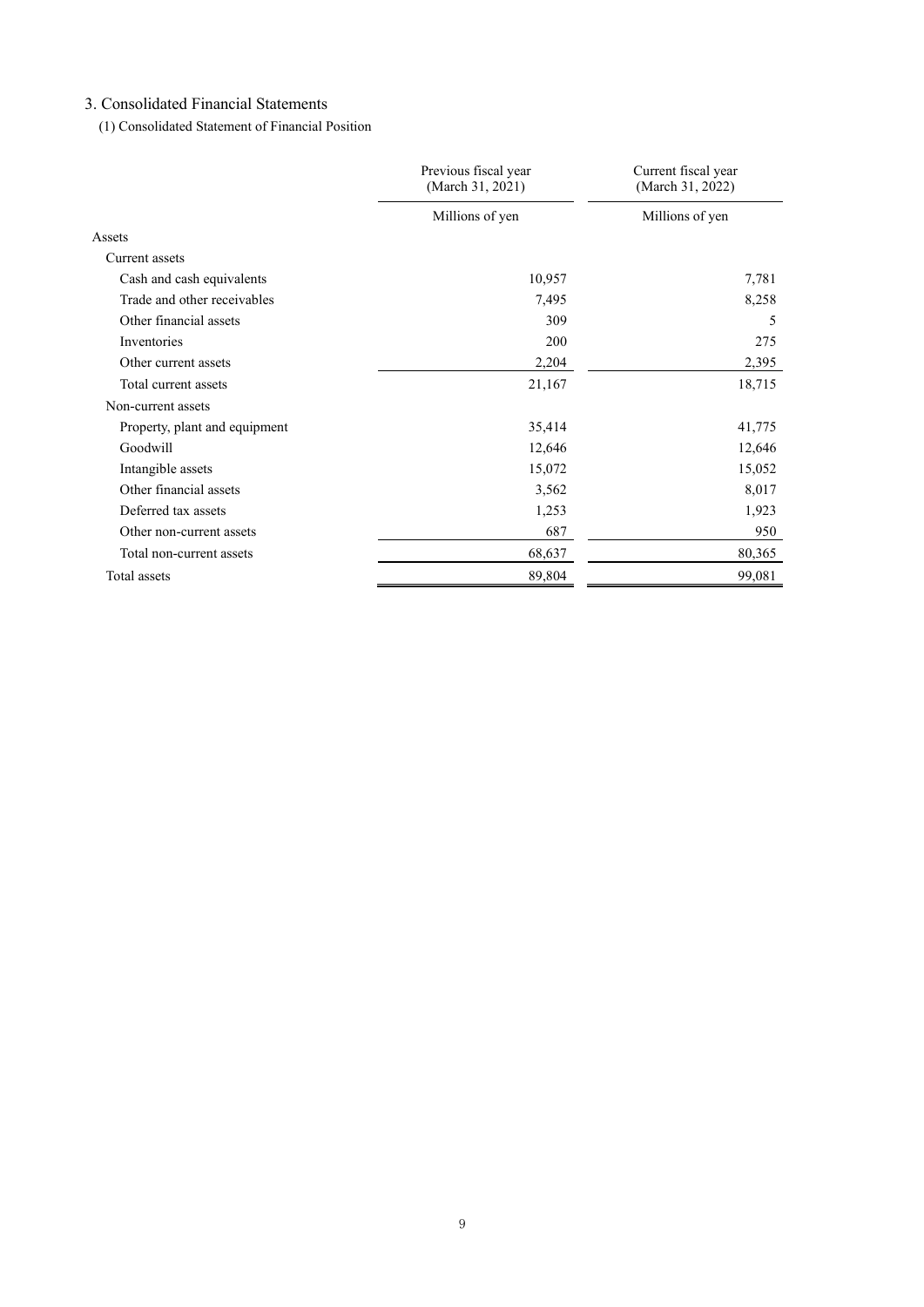## 3. Consolidated Financial Statements

### (1) Consolidated Statement of Financial Position

| | Previous fiscal year (March 31, 2021) | Current fiscal year (March 31, 2022) |
|---|---|---|
| | Millions of yen | Millions of yen |
| Assets | | |
| Current assets | | |
| Cash and cash equivalents | 10,957 | 7,781 |
| Trade and other receivables | 7,495 | 8,258 |
| Other financial assets | 309 | 5 |
| Inventories | 200 | 275 |
| Other current assets | 2,204 | 2,395 |
| Total current assets | 21,167 | 18,715 |
| Non-current assets | | |
| Property, plant and equipment | 35,414 | 41,775 |
| Goodwill | 12,646 | 12,646 |
| Intangible assets | 15,072 | 15,052 |
| Other financial assets | 3,562 | 8,017 |
| Deferred tax assets | 1,253 | 1,923 |
| Other non-current assets | 687 | 950 |
| Total non-current assets | 68,637 | 80,365 |
| Total assets | 89,804 | 99,081 |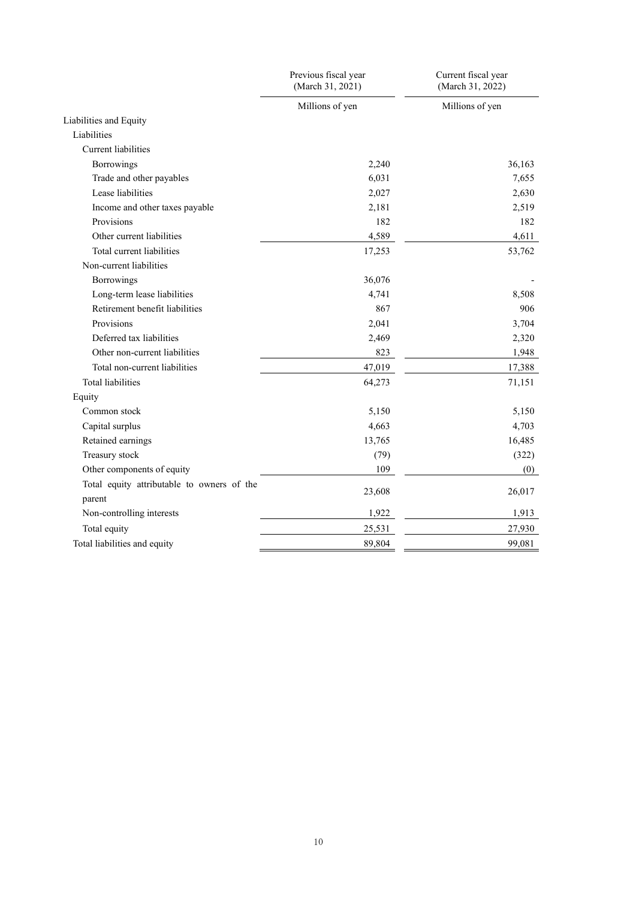| | Previous fiscal year (March 31, 2021) | Current fiscal year (March 31, 2022) |
|---|---|---|
| | Millions of yen | Millions of yen |
| Liabilities and Equity | | |
| Liabilities | | |
| Current liabilities | | |
| Borrowings | 2,240 | 36,163 |
| Trade and other payables | 6,031 | 7,655 |
| Lease liabilities | 2,027 | 2,630 |
| Income and other taxes payable | 2,181 | 2,519 |
| Provisions | 182 | 182 |
| Other current liabilities | 4,589 | 4,611 |
| Total current liabilities | 17,253 | 53,762 |
| Non-current liabilities | | |
| Borrowings | 36,076 | - |
| Long-term lease liabilities | 4,741 | 8,508 |
| Retirement benefit liabilities | 867 | 906 |
| Provisions | 2,041 | 3,704 |
| Deferred tax liabilities | 2,469 | 2,320 |
| Other non-current liabilities | 823 | 1,948 |
| Total non-current liabilities | 47,019 | 17,388 |
| Total liabilities | 64,273 | 71,151 |
| Equity | | |
| Common stock | 5,150 | 5,150 |
| Capital surplus | 4,663 | 4,703 |
| Retained earnings | 13,765 | 16,485 |
| Treasury stock | (79) | (322) |
| Other components of equity | 109 | (0) |
| Total equity attributable to owners of the parent | 23,608 | 26,017 |
| Non-controlling interests | 1,922 | 1,913 |
| Total equity | 25,531 | 27,930 |
| Total liabilities and equity | 89,804 | 99,081 |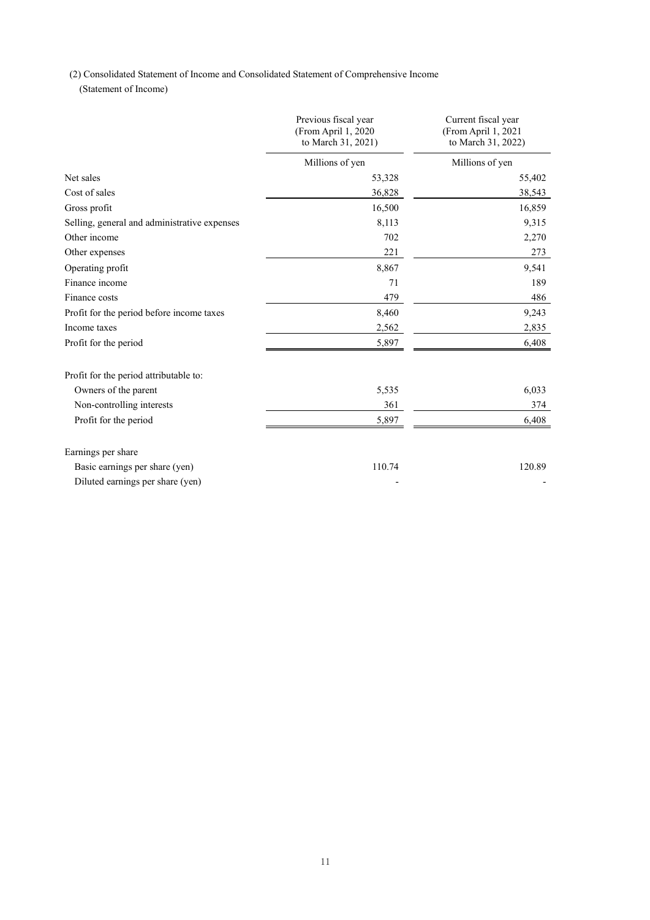(2) Consolidated Statement of Income and Consolidated Statement of Comprehensive Income

(Statement of Income)

| | Previous fiscal year (From April 1, 2020 to March 31, 2021) | Current fiscal year (From April 1, 2021 to March 31, 2022) |
|---|---|---|
| | Millions of yen | Millions of yen |
| Net sales | 53,328 | 55,402 |
| Cost of sales | 36,828 | 38,543 |
| Gross profit | 16,500 | 16,859 |
| Selling, general and administrative expenses | 8,113 | 9,315 |
| Other income | 702 | 2,270 |
| Other expenses | 221 | 273 |
| Operating profit | 8,867 | 9,541 |
| Finance income | 71 | 189 |
| Finance costs | 479 | 486 |
| Profit for the period before income taxes | 8,460 | 9,243 |
| Income taxes | 2,562 | 2,835 |
| Profit for the period | 5,897 | 6,408 |
| | | |
| Profit for the period attributable to: | | |
| Owners of the parent | 5,535 | 6,033 |
| Non-controlling interests | 361 | 374 |
| Profit for the period | 5,897 | 6,408 |
| | | |
| Earnings per share | | |
| Basic earnings per share (yen) | 110.74 | 120.89 |
| Diluted earnings per share (yen) | - | - |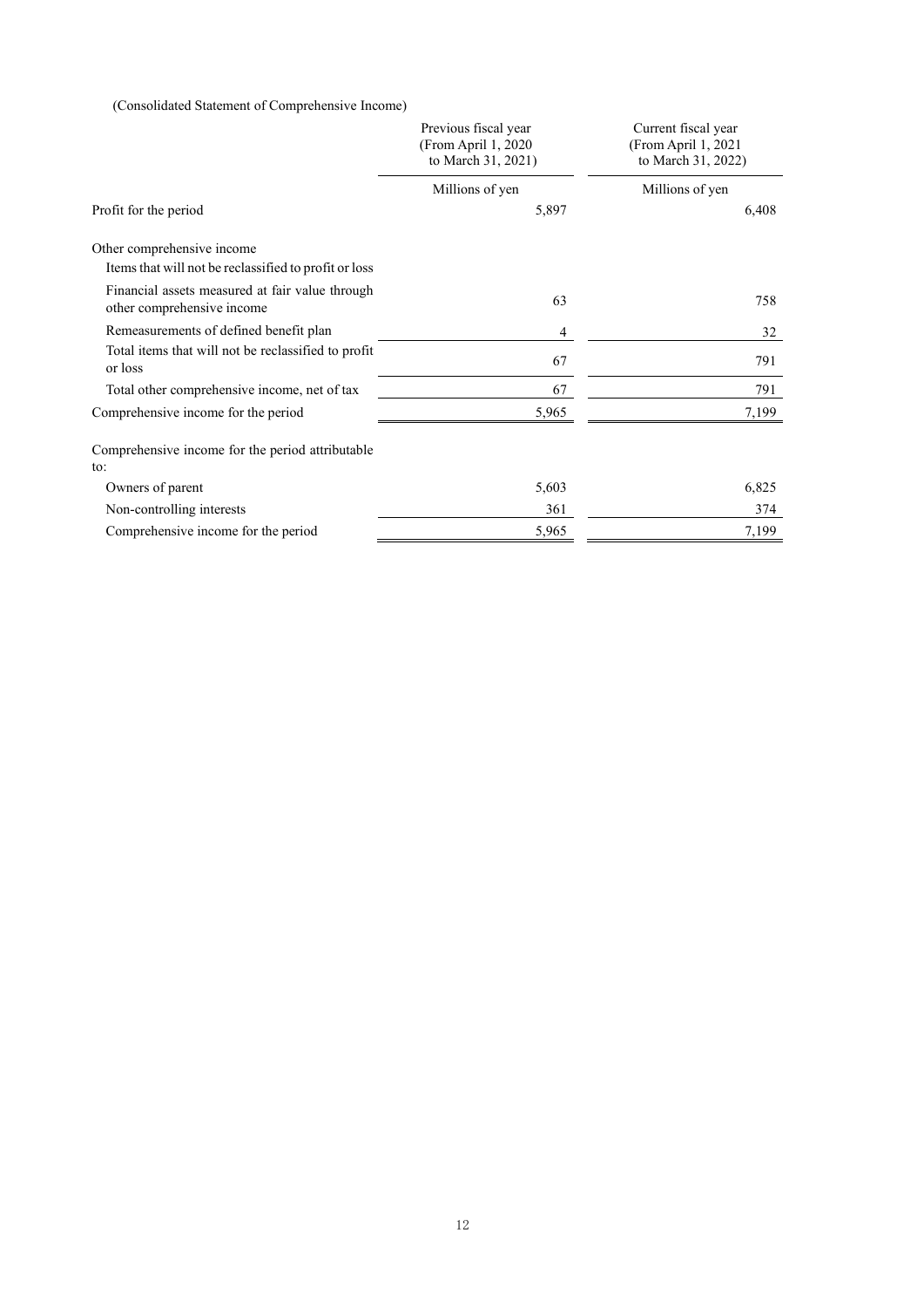(Consolidated Statement of Comprehensive Income)

| | Previous fiscal year (From April 1, 2020 to March 31, 2021) | Current fiscal year (From April 1, 2021 to March 31, 2022) |
|---|---|---|
| | Millions of yen | Millions of yen |
| Profit for the period | 5,897 | 6,408 |
| Other comprehensive income | | |
| Items that will not be reclassified to profit or loss | | |
| Financial assets measured at fair value through other comprehensive income | 63 | 758 |
| Remeasurements of defined benefit plan | 4 | 32 |
| Total items that will not be reclassified to profit or loss | 67 | 791 |
| Total other comprehensive income, net of tax | 67 | 791 |
| Comprehensive income for the period | 5,965 | 7,199 |
| Comprehensive income for the period attributable to: | | |
| Owners of parent | 5,603 | 6,825 |
| Non-controlling interests | 361 | 374 |
| Comprehensive income for the period | 5,965 | 7,199 |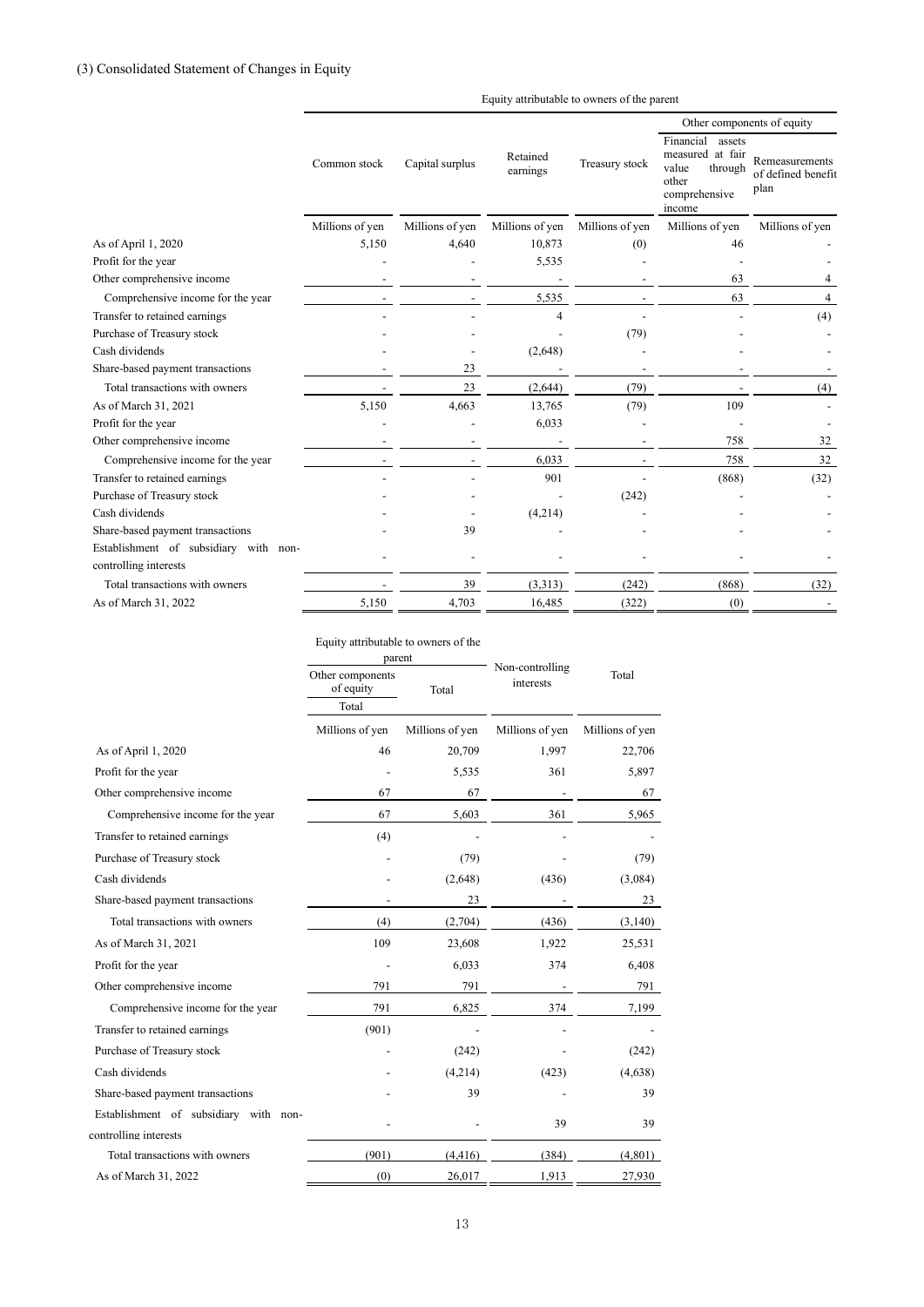### (3) Consolidated Statement of Changes in Equity

| | Equity attributable to owners of the parent | | | | | |
|---|---|---|---|---|---|---|
| | | | | | Other components of equity | |
| | Common stock | Capital surplus | Retained earnings | Treasury stock | Financial assets measured at fair value through other comprehensive income | Remeasurements of defined benefit plan |
| | Millions of yen | Millions of yen | Millions of yen | Millions of yen | Millions of yen | Millions of yen |
| As of April 1, 2020 | 5,150 | 4,640 | 10,873 | (0) | 46 | - |
| Profit for the year | - | - | 5,535 | - | - | - |
| Other comprehensive income | - | - | - | - | 63 | 4 |
| Comprehensive income for the year | - | - | 5,535 | - | 63 | 4 |
| Transfer to retained earnings | - | - | 4 | - | - | (4) |
| Purchase of Treasury stock | - | - | - | (79) | - | - |
| Cash dividends | - | - | (2,648) | - | - | - |
| Share-based payment transactions | - | 23 | - | - | - | - |
| Total transactions with owners | - | 23 | (2,644) | (79) | - | (4) |
| As of March 31, 2021 | 5,150 | 4,663 | 13,765 | (79) | 109 | - |
| Profit for the year | - | - | 6,033 | - | - | - |
| Other comprehensive income | - | - | - | - | 758 | 32 |
| Comprehensive income for the year | - | - | 6,033 | - | 758 | 32 |
| Transfer to retained earnings | - | - | 901 | - | (868) | (32) |
| Purchase of Treasury stock | - | - | - | (242) | - | - |
| Cash dividends | - | - | (4,214) | - | - | - |
| Share-based payment transactions | - | 39 | - | - | - | - |
| Establishment of subsidiary with non-controlling interests | - | - | - | - | - | - |
| Total transactions with owners | - | 39 | (3,313) | (242) | (868) | (32) |
| As of March 31, 2022 | 5,150 | 4,703 | 16,485 | (322) | (0) | - |

| | Equity attributable to owners of the parent | | Non-controlling interests | Total |
|---|---|---|---|---|
| | Other components of equity | Total | | |
| | Total | | | |
| | Millions of yen | Millions of yen | Millions of yen | Millions of yen |
| As of April 1, 2020 | 46 | 20,709 | 1,997 | 22,706 |
| Profit for the year | - | 5,535 | 361 | 5,897 |
| Other comprehensive income | 67 | 67 | - | 67 |
| Comprehensive income for the year | 67 | 5,603 | 361 | 5,965 |
| Transfer to retained earnings | (4) | - | - | - |
| Purchase of Treasury stock | - | (79) | - | (79) |
| Cash dividends | - | (2,648) | (436) | (3,084) |
| Share-based payment transactions | - | 23 | - | 23 |
| Total transactions with owners | (4) | (2,704) | (436) | (3,140) |
| As of March 31, 2021 | 109 | 23,608 | 1,922 | 25,531 |
| Profit for the year | - | 6,033 | 374 | 6,408 |
| Other comprehensive income | 791 | 791 | - | 791 |
| Comprehensive income for the year | 791 | 6,825 | 374 | 7,199 |
| Transfer to retained earnings | (901) | - | - | - |
| Purchase of Treasury stock | - | (242) | - | (242) |
| Cash dividends | - | (4,214) | (423) | (4,638) |
| Share-based payment transactions | - | 39 | - | 39 |
| Establishment of subsidiary with non-controlling interests | - | - | 39 | 39 |
| Total transactions with owners | (901) | (4,416) | (384) | (4,801) |
| As of March 31, 2022 | (0) | 26,017 | 1,913 | 27,930 |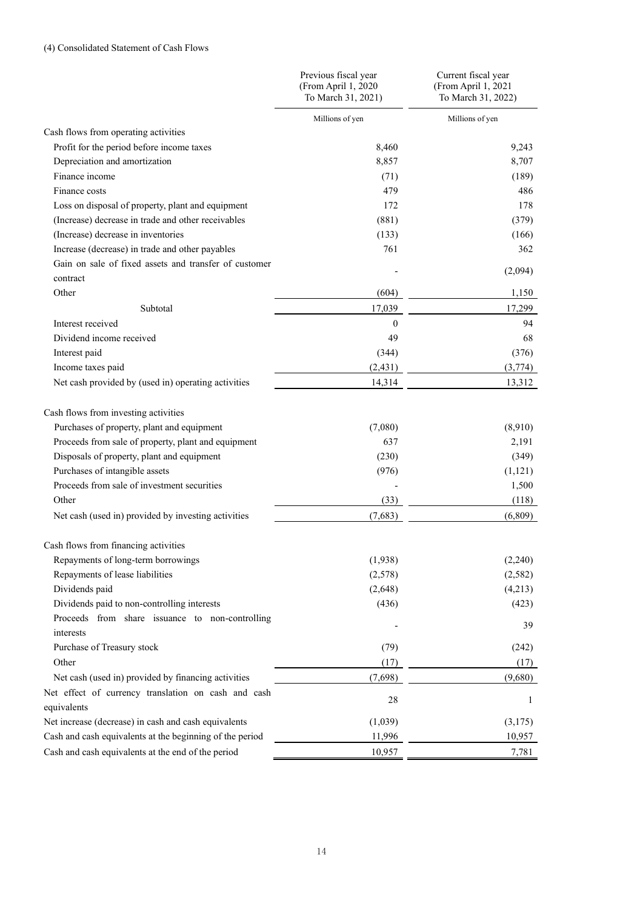(4) Consolidated Statement of Cash Flows

| | Previous fiscal year (From April 1, 2020 To March 31, 2021) | Current fiscal year (From April 1, 2021 To March 31, 2022) |
|---|---|---|
| | Millions of yen | Millions of yen |
| Cash flows from operating activities | | |
| Profit for the period before income taxes | 8,460 | 9,243 |
| Depreciation and amortization | 8,857 | 8,707 |
| Finance income | (71) | (189) |
| Finance costs | 479 | 486 |
| Loss on disposal of property, plant and equipment | 172 | 178 |
| (Increase) decrease in trade and other receivables | (881) | (379) |
| (Increase) decrease in inventories | (133) | (166) |
| Increase (decrease) in trade and other payables | 761 | 362 |
| Gain on sale of fixed assets and transfer of customer contract | - | (2,094) |
| Other | (604) | 1,150 |
| Subtotal | 17,039 | 17,299 |
| Interest received | 0 | 94 |
| Dividend income received | 49 | 68 |
| Interest paid | (344) | (376) |
| Income taxes paid | (2,431) | (3,774) |
| Net cash provided by (used in) operating activities | 14,314 | 13,312 |
| Cash flows from investing activities | | |
| Purchases of property, plant and equipment | (7,080) | (8,910) |
| Proceeds from sale of property, plant and equipment | 637 | 2,191 |
| Disposals of property, plant and equipment | (230) | (349) |
| Purchases of intangible assets | (976) | (1,121) |
| Proceeds from sale of investment securities | - | 1,500 |
| Other | (33) | (118) |
| Net cash (used in) provided by investing activities | (7,683) | (6,809) |
| Cash flows from financing activities | | |
| Repayments of long-term borrowings | (1,938) | (2,240) |
| Repayments of lease liabilities | (2,578) | (2,582) |
| Dividends paid | (2,648) | (4,213) |
| Dividends paid to non-controlling interests | (436) | (423) |
| Proceeds from share issuance to non-controlling interests | - | 39 |
| Purchase of Treasury stock | (79) | (242) |
| Other | (17) | (17) |
| Net cash (used in) provided by financing activities | (7,698) | (9,680) |
| Net effect of currency translation on cash and cash equivalents | 28 | 1 |
| Net increase (decrease) in cash and cash equivalents | (1,039) | (3,175) |
| Cash and cash equivalents at the beginning of the period | 11,996 | 10,957 |
| Cash and cash equivalents at the end of the period | 10,957 | 7,781 |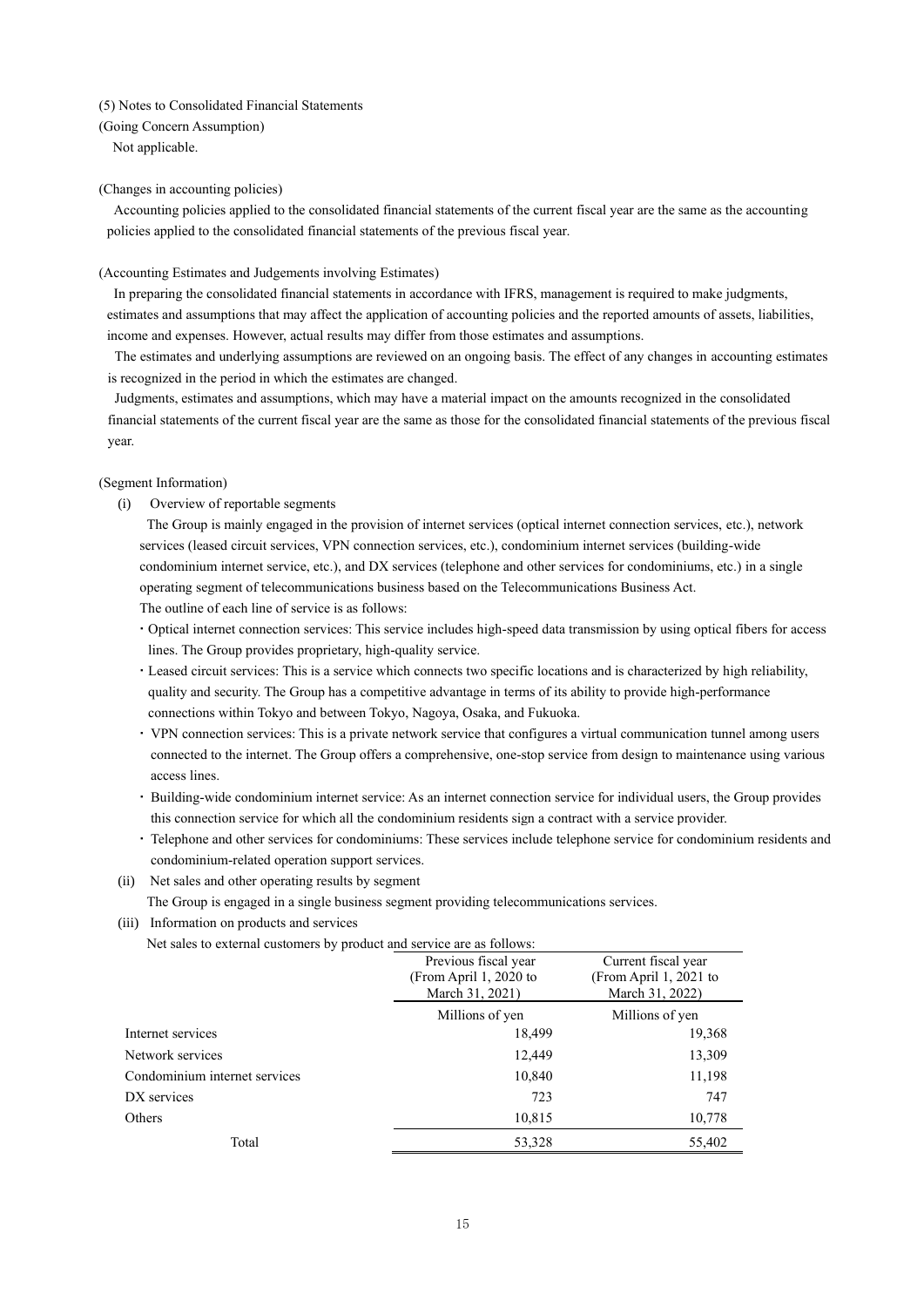(5) Notes to Consolidated Financial Statements

(Going Concern Assumption)

Not applicable.

(Changes in accounting policies)

Accounting policies applied to the consolidated financial statements of the current fiscal year are the same as the accounting policies applied to the consolidated financial statements of the previous fiscal year.

(Accounting Estimates and Judgements involving Estimates)

In preparing the consolidated financial statements in accordance with IFRS, management is required to make judgments, estimates and assumptions that may affect the application of accounting policies and the reported amounts of assets, liabilities, income and expenses. However, actual results may differ from those estimates and assumptions.

The estimates and underlying assumptions are reviewed on an ongoing basis. The effect of any changes in accounting estimates is recognized in the period in which the estimates are changed.

Judgments, estimates and assumptions, which may have a material impact on the amounts recognized in the consolidated financial statements of the current fiscal year are the same as those for the consolidated financial statements of the previous fiscal year.

(Segment Information)

(i) Overview of reportable segments

The Group is mainly engaged in the provision of internet services (optical internet connection services, etc.), network services (leased circuit services, VPN connection services, etc.), condominium internet services (building-wide condominium internet service, etc.), and DX services (telephone and other services for condominiums, etc.) in a single operating segment of telecommunications business based on the Telecommunications Business Act.

The outline of each line of service is as follows:

- Optical internet connection services: This service includes high-speed data transmission by using optical fibers for access lines. The Group provides proprietary, high-quality service.
- Leased circuit services: This is a service which connects two specific locations and is characterized by high reliability, quality and security. The Group has a competitive advantage in terms of its ability to provide high-performance connections within Tokyo and between Tokyo, Nagoya, Osaka, and Fukuoka.
- VPN connection services: This is a private network service that configures a virtual communication tunnel among users connected to the internet. The Group offers a comprehensive, one-stop service from design to maintenance using various access lines.
- Building-wide condominium internet service: As an internet connection service for individual users, the Group provides this connection service for which all the condominium residents sign a contract with a service provider.
- Telephone and other services for condominiums: These services include telephone service for condominium residents and condominium-related operation support services.

(ii) Net sales and other operating results by segment

The Group is engaged in a single business segment providing telecommunications services.

(iii) Information on products and services

Net sales to external customers by product and service are as follows:

| | Previous fiscal year (From April 1, 2020 to March 31, 2021) | Current fiscal year (From April 1, 2021 to March 31, 2022) |
|---|---|---|
| | Millions of yen | Millions of yen |
| Internet services | 18,499 | 19,368 |
| Network services | 12,449 | 13,309 |
| Condominium internet services | 10,840 | 11,198 |
| DX services | 723 | 747 |
| Others | 10,815 | 10,778 |
| Total | 53,328 | 55,402 |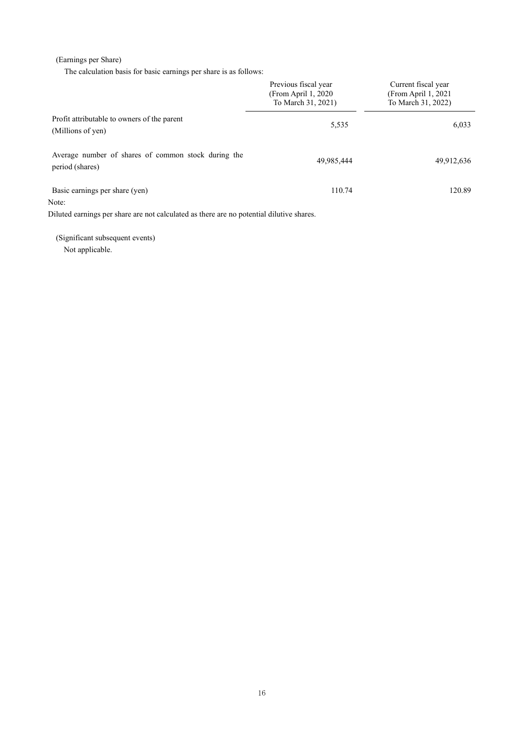(Earnings per Share)

The calculation basis for basic earnings per share is as follows:

| | Previous fiscal year (From April 1, 2020 To March 31, 2021) | Current fiscal year (From April 1, 2021 To March 31, 2022) |
|---|---|---|
| Profit attributable to owners of the parent (Millions of yen) | 5,535 | 6,033 |
| Average number of shares of common stock during the period (shares) | 49,985,444 | 49,912,636 |
| Basic earnings per share (yen) | 110.74 | 120.89 |

Note:

Diluted earnings per share are not calculated as there are no potential dilutive shares.

(Significant subsequent events)

Not applicable.